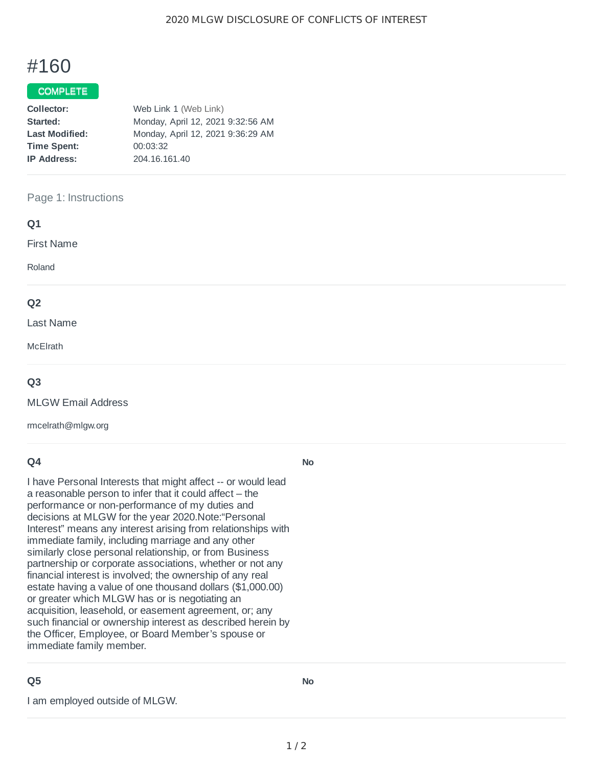# #160

**COMPLETE**

**Collector:** Web Link 1 (Web Link)
**Started:** Monday, April 12, 2021 9:32:56 AM
**Last Modified:** Monday, April 12, 2021 9:36:29 AM
**Time Spent:** 00:03:32
**IP Address:** 204.16.161.40

---

Page 1: Instructions

## Q1

First Name

Roland

---

## Q2

Last Name

McElrath

---

## Q3

MLGW Email Address

rmcelrath@mlgw.org

---

## Q4

I have Personal Interests that might affect -- or would lead a reasonable person to infer that it could affect – the performance or non-performance of my duties and decisions at MLGW for the year 2020.Note:"Personal Interest" means any interest arising from relationships with immediate family, including marriage and any other similarly close personal relationship, or from Business partnership or corporate associations, whether or not any financial interest is involved; the ownership of any real estate having a value of one thousand dollars ($1,000.00) or greater which MLGW has or is negotiating an acquisition, leasehold, or easement agreement, or; any such financial or ownership interest as described herein by the Officer, Employee, or Board Member's spouse or immediate family member.

**No**

---

## Q5

I am employed outside of MLGW.

**No**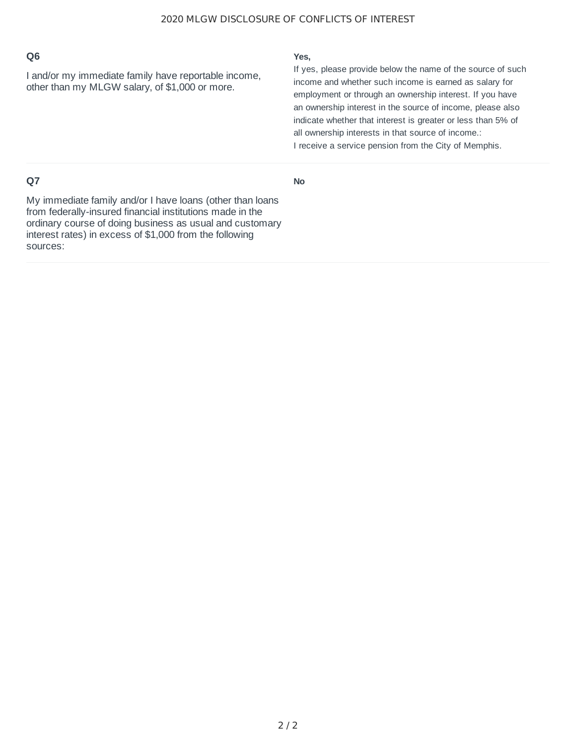### Q6

I and/or my immediate family have reportable income, other than my MLGW salary, of $1,000 or more.

**Yes,**

If yes, please provide below the name of the source of such income and whether such income is earned as salary for employment or through an ownership interest. If you have an ownership interest in the source of income, please also indicate whether that interest is greater or less than 5% of all ownership interests in that source of income.:
I receive a service pension from the City of Memphis.

---

### Q7

My immediate family and/or I have loans (other than loans from federally-insured financial institutions made in the ordinary course of doing business as usual and customary interest rates) in excess of $1,000 from the following sources:

**No**